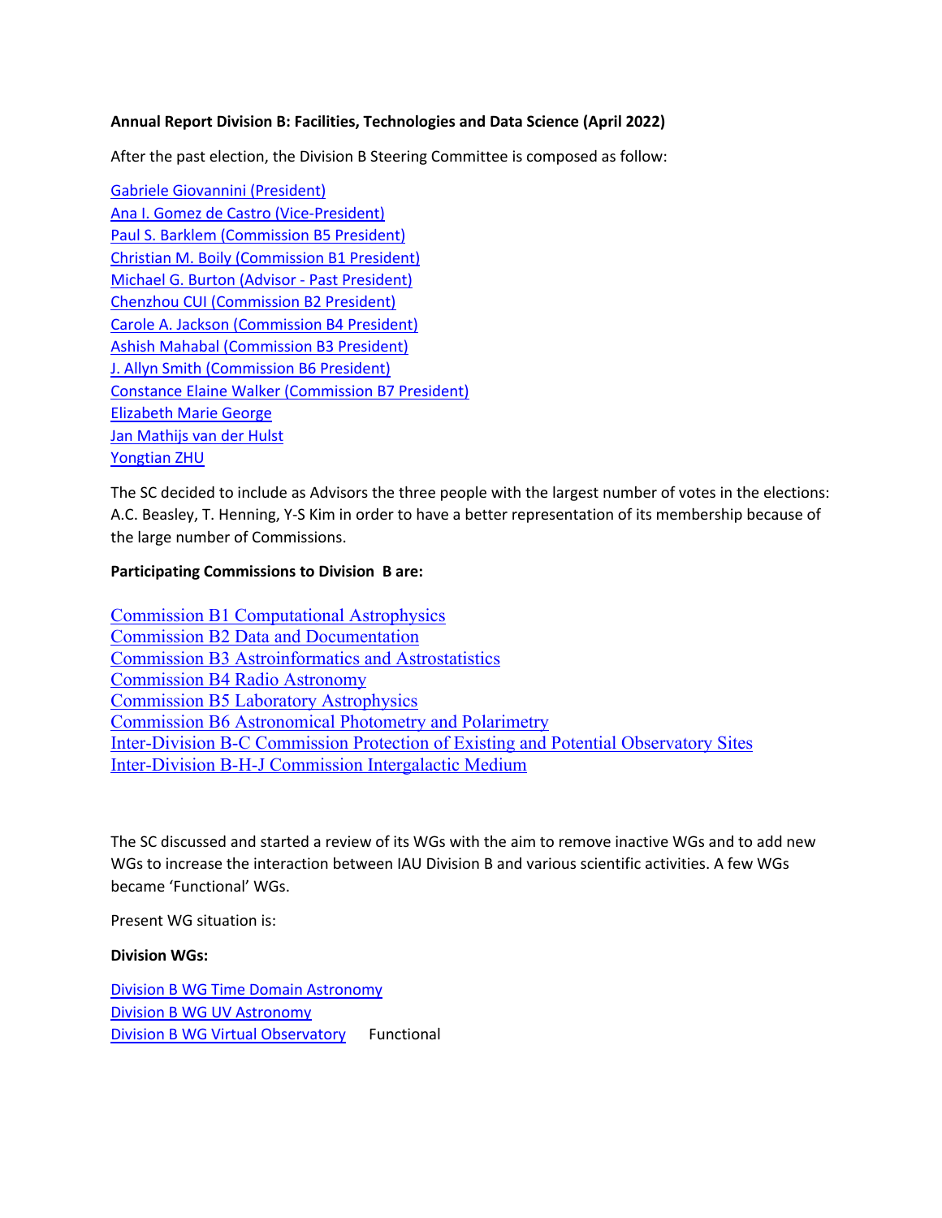**Annual Report Division B: Facilities, Technologies and Data Science (April 2022)**

After the past election, the Division B Steering Committee is composed as follow:

Gabriele Giovannini (President)
Ana I. Gomez de Castro (Vice-President)
Paul S. Barklem (Commission B5 President)
Christian M. Boily (Commission B1 President)
Michael G. Burton (Advisor - Past President)
Chenzhou CUI (Commission B2 President)
Carole A. Jackson (Commission B4 President)
Ashish Mahabal (Commission B3 President)
J. Allyn Smith (Commission B6 President)
Constance Elaine Walker (Commission B7 President)
Elizabeth Marie George
Jan Mathijs van der Hulst
Yongtian ZHU

The SC decided to include as Advisors the three people with the largest number of votes in the elections: A.C. Beasley, T. Henning, Y-S Kim in order to have a better representation of its membership because of the large number of Commissions.

**Participating Commissions to Division B are:**

Commission B1 Computational Astrophysics
Commission B2 Data and Documentation
Commission B3 Astroinformatics and Astrostatistics
Commission B4 Radio Astronomy
Commission B5 Laboratory Astrophysics
Commission B6 Astronomical Photometry and Polarimetry
Inter-Division B-C Commission Protection of Existing and Potential Observatory Sites
Inter-Division B-H-J Commission Intergalactic Medium

The SC discussed and started a review of its WGs with the aim to remove inactive WGs and to add new WGs to increase the interaction between IAU Division B and various scientific activities. A few WGs became 'Functional' WGs.

Present WG situation is:

**Division WGs:**

Division B WG Time Domain Astronomy
Division B WG UV Astronomy
Division B WG Virtual Observatory Functional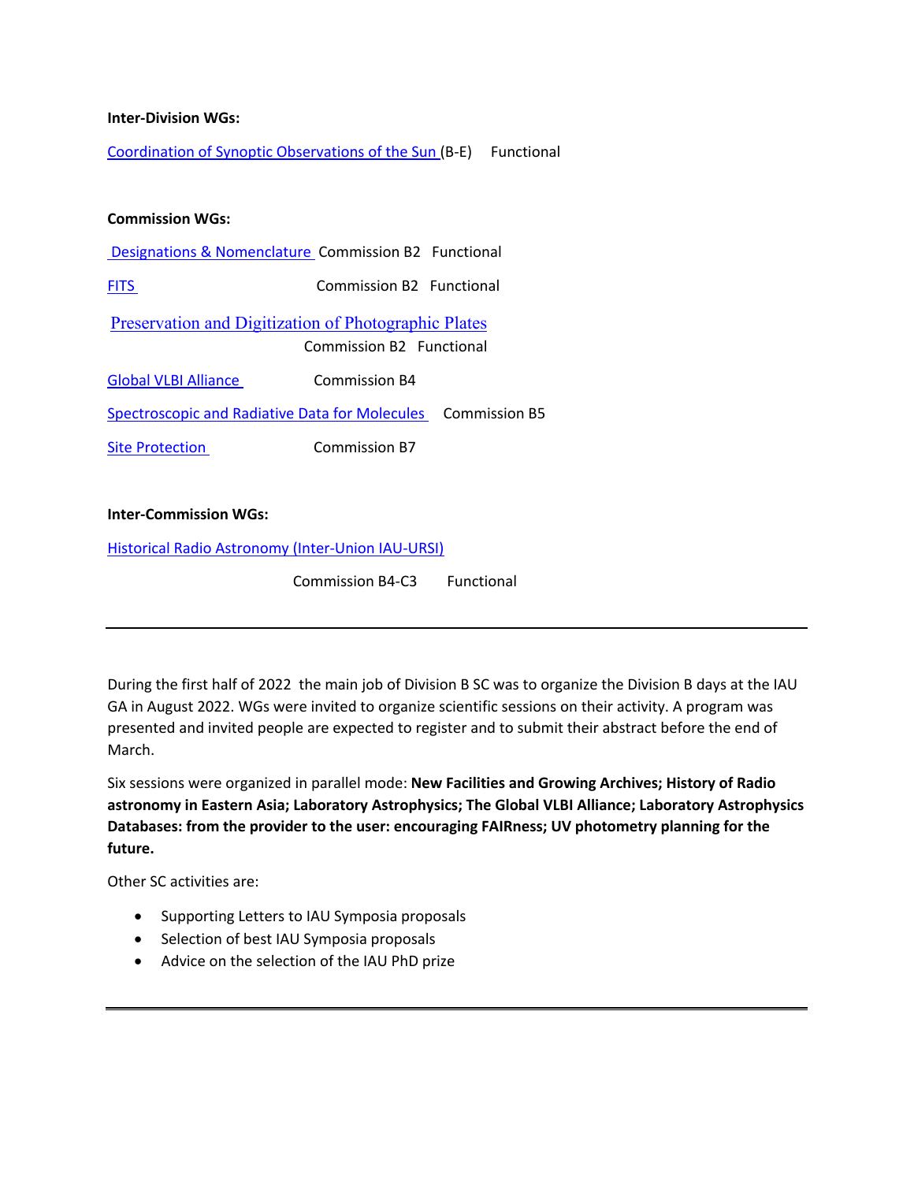**Inter-Division WGs:**

Coordination of Synoptic Observations of the Sun (B-E) Functional

**Commission WGs:**

Designations & Nomenclature Commission B2 Functional

FITS Commission B2 Functional

Preservation and Digitization of Photographic Plates
Commission B2 Functional

Global VLBI Alliance Commission B4

Spectroscopic and Radiative Data for Molecules Commission B5

Site Protection Commission B7

**Inter-Commission WGs:**

Historical Radio Astronomy (Inter-Union IAU-URSI)

Commission B4-C3 Functional

---

During the first half of 2022 the main job of Division B SC was to organize the Division B days at the IAU GA in August 2022. WGs were invited to organize scientific sessions on their activity. A program was presented and invited people are expected to register and to submit their abstract before the end of March.

Six sessions were organized in parallel mode: **New Facilities and Growing Archives; History of Radio astronomy in Eastern Asia; Laboratory Astrophysics; The Global VLBI Alliance; Laboratory Astrophysics Databases: from the provider to the user: encouraging FAIRness; UV photometry planning for the future.**

Other SC activities are:

- Supporting Letters to IAU Symposia proposals
- Selection of best IAU Symposia proposals
- Advice on the selection of the IAU PhD prize

---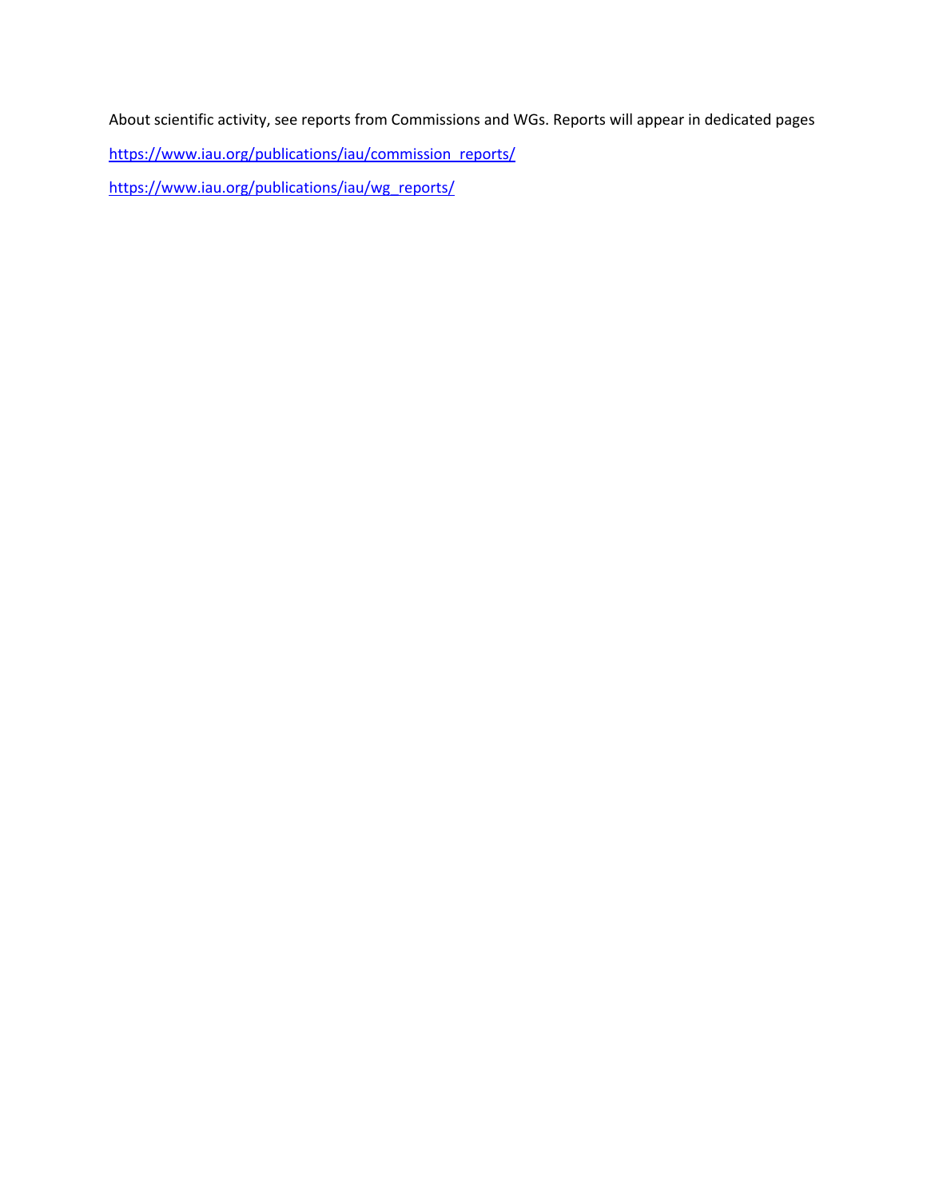About scientific activity, see reports from Commissions and WGs. Reports will appear in dedicated pages

https://www.iau.org/publications/iau/commission_reports/

https://www.iau.org/publications/iau/wg_reports/